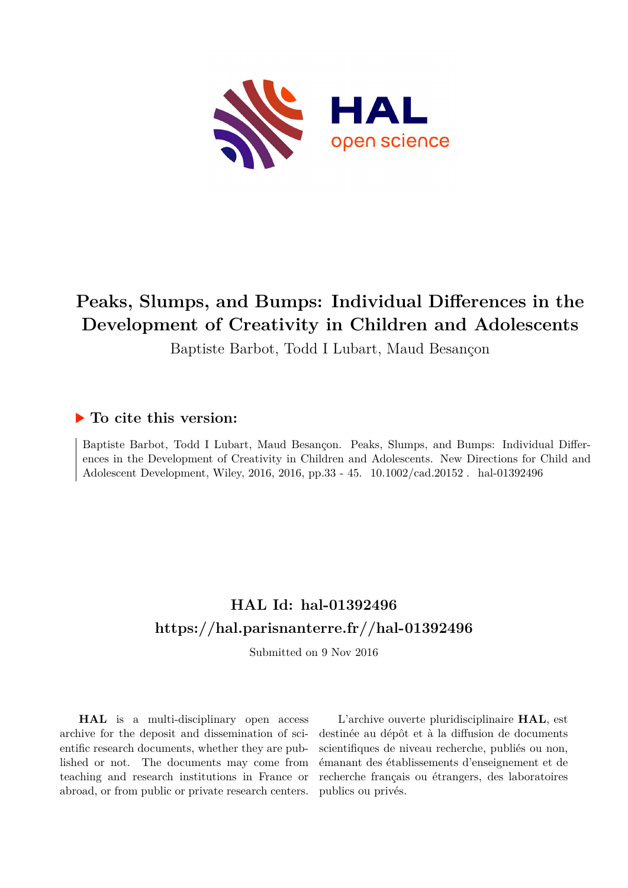# Peaks, Slumps, and Bumps: Individual Differences in the Development of Creativity in Children and Adolescents

Baptiste Barbot, Todd I Lubart, Maud Besançon

## ▶ To cite this version:

Baptiste Barbot, Todd I Lubart, Maud Besançon. Peaks, Slumps, and Bumps: Individual Differences in the Development of Creativity in Children and Adolescents. New Directions for Child and Adolescent Development, Wiley, 2016, 2016, pp.33 - 45. 10.1002/cad.20152 . hal-01392496

## HAL Id: hal-01392496

## https://hal.parisnanterre.fr//hal-01392496

Submitted on 9 Nov 2016

**HAL** is a multi-disciplinary open access archive for the deposit and dissemination of scientific research documents, whether they are published or not. The documents may come from teaching and research institutions in France or abroad, or from public or private research centers.

L'archive ouverte pluridisciplinaire **HAL**, est destinée au dépôt et à la diffusion de documents scientifiques de niveau recherche, publiés ou non, émanant des établissements d'enseignement et de recherche français ou étrangers, des laboratoires publics ou privés.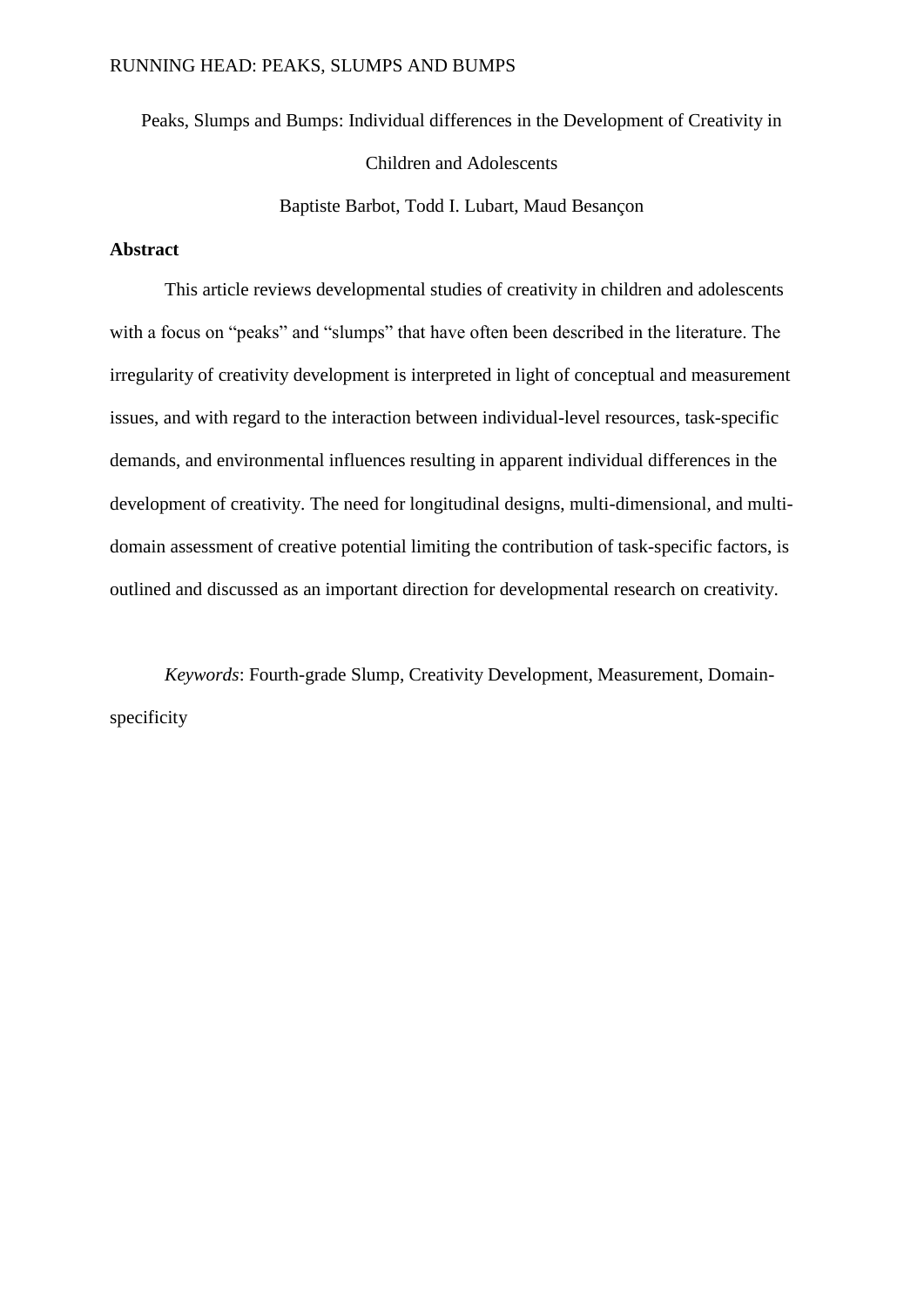Peaks, Slumps and Bumps: Individual differences in the Development of Creativity in Children and Adolescents

Baptiste Barbot, Todd I. Lubart, Maud Besançon

**Abstract**

This article reviews developmental studies of creativity in children and adolescents with a focus on "peaks" and "slumps" that have often been described in the literature. The irregularity of creativity development is interpreted in light of conceptual and measurement issues, and with regard to the interaction between individual-level resources, task-specific demands, and environmental influences resulting in apparent individual differences in the development of creativity. The need for longitudinal designs, multi-dimensional, and multi-domain assessment of creative potential limiting the contribution of task-specific factors, is outlined and discussed as an important direction for developmental research on creativity.

*Keywords*: Fourth-grade Slump, Creativity Development, Measurement, Domain-specificity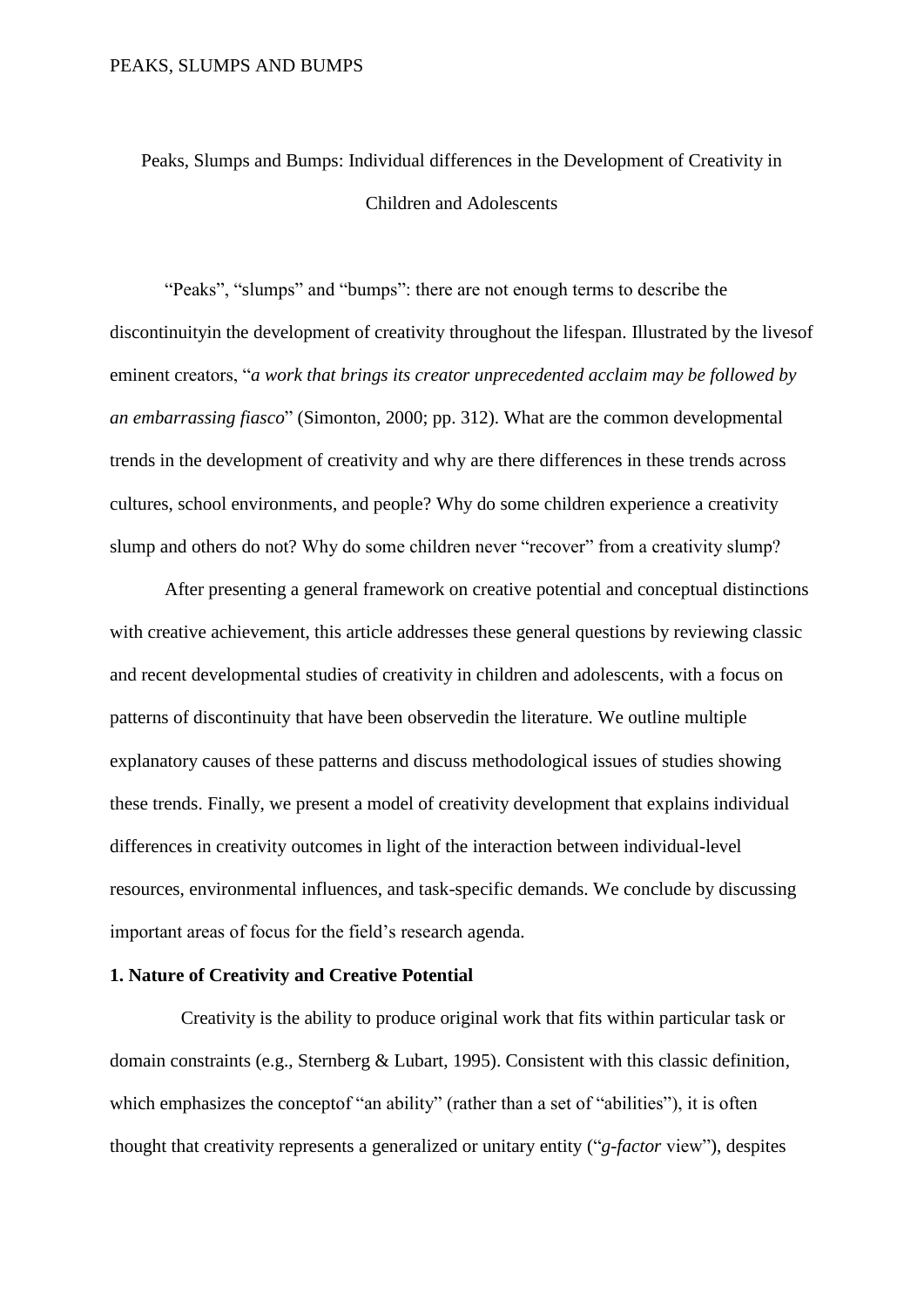Peaks, Slumps and Bumps: Individual differences in the Development of Creativity in Children and Adolescents

"Peaks", "slumps" and "bumps": there are not enough terms to describe the discontinuityin the development of creativity throughout the lifespan. Illustrated by the livesof eminent creators, "*a work that brings its creator unprecedented acclaim may be followed by an embarrassing fiasco*" (Simonton, 2000; pp. 312). What are the common developmental trends in the development of creativity and why are there differences in these trends across cultures, school environments, and people? Why do some children experience a creativity slump and others do not? Why do some children never "recover" from a creativity slump?

After presenting a general framework on creative potential and conceptual distinctions with creative achievement, this article addresses these general questions by reviewing classic and recent developmental studies of creativity in children and adolescents, with a focus on patterns of discontinuity that have been observedin the literature. We outline multiple explanatory causes of these patterns and discuss methodological issues of studies showing these trends. Finally, we present a model of creativity development that explains individual differences in creativity outcomes in light of the interaction between individual-level resources, environmental influences, and task-specific demands. We conclude by discussing important areas of focus for the field's research agenda.

**1. Nature of Creativity and Creative Potential**

Creativity is the ability to produce original work that fits within particular task or domain constraints (e.g., Sternberg & Lubart, 1995). Consistent with this classic definition, which emphasizes the conceptof "an ability" (rather than a set of "abilities"), it is often thought that creativity represents a generalized or unitary entity ("*g-factor* view"), despites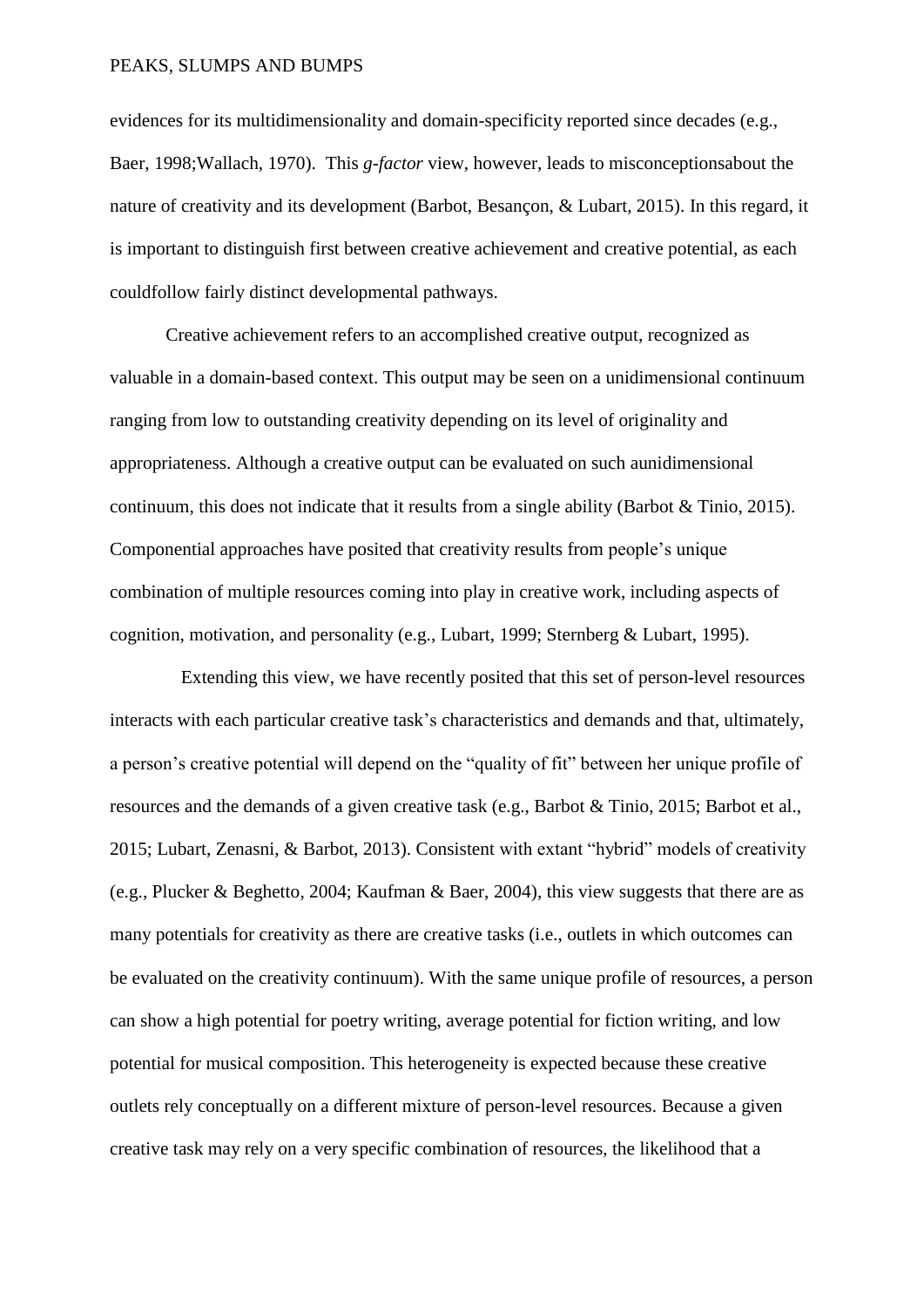evidences for its multidimensionality and domain-specificity reported since decades (e.g., Baer, 1998;Wallach, 1970). This *g-factor* view, however, leads to misconceptionsabout the nature of creativity and its development (Barbot, Besançon, & Lubart, 2015). In this regard, it is important to distinguish first between creative achievement and creative potential, as each couldfollow fairly distinct developmental pathways.

Creative achievement refers to an accomplished creative output, recognized as valuable in a domain-based context. This output may be seen on a unidimensional continuum ranging from low to outstanding creativity depending on its level of originality and appropriateness. Although a creative output can be evaluated on such aunidimensional continuum, this does not indicate that it results from a single ability (Barbot & Tinio, 2015). Componential approaches have posited that creativity results from people's unique combination of multiple resources coming into play in creative work, including aspects of cognition, motivation, and personality (e.g., Lubart, 1999; Sternberg & Lubart, 1995).

Extending this view, we have recently posited that this set of person-level resources interacts with each particular creative task's characteristics and demands and that, ultimately, a person's creative potential will depend on the "quality of fit" between her unique profile of resources and the demands of a given creative task (e.g., Barbot & Tinio, 2015; Barbot et al., 2015; Lubart, Zenasni, & Barbot, 2013). Consistent with extant "hybrid" models of creativity (e.g., Plucker & Beghetto, 2004; Kaufman & Baer, 2004), this view suggests that there are as many potentials for creativity as there are creative tasks (i.e., outlets in which outcomes can be evaluated on the creativity continuum). With the same unique profile of resources, a person can show a high potential for poetry writing, average potential for fiction writing, and low potential for musical composition. This heterogeneity is expected because these creative outlets rely conceptually on a different mixture of person-level resources. Because a given creative task may rely on a very specific combination of resources, the likelihood that a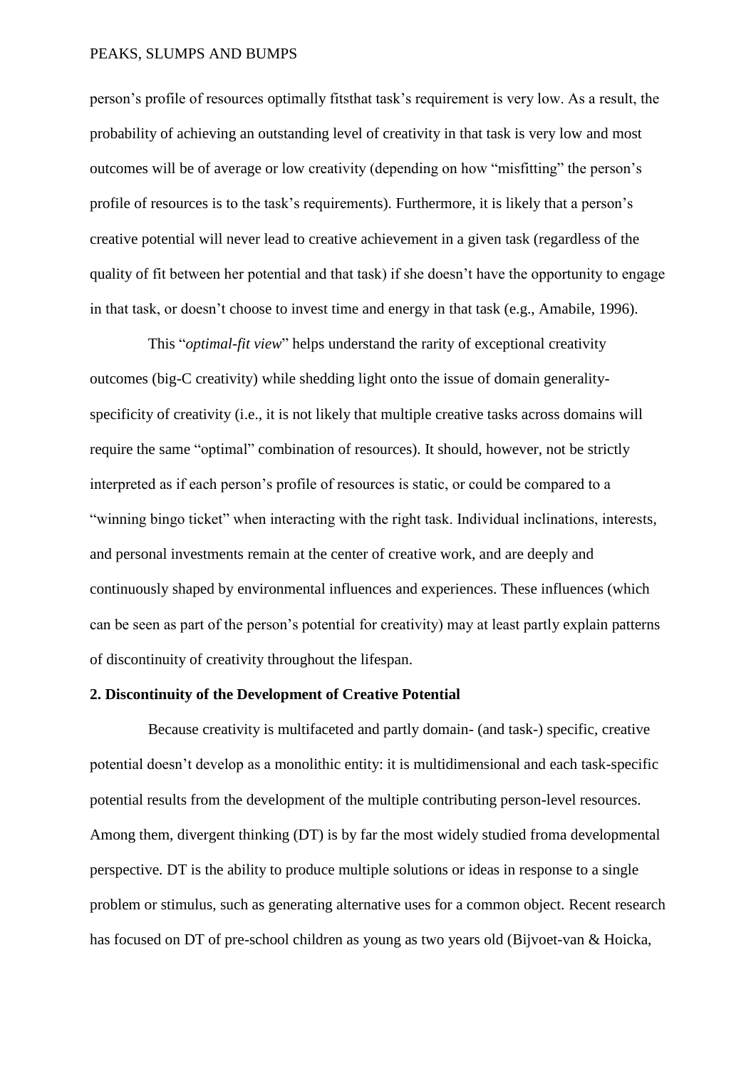person's profile of resources optimally fitsthat task's requirement is very low. As a result, the probability of achieving an outstanding level of creativity in that task is very low and most outcomes will be of average or low creativity (depending on how "misfitting" the person's profile of resources is to the task's requirements). Furthermore, it is likely that a person's creative potential will never lead to creative achievement in a given task (regardless of the quality of fit between her potential and that task) if she doesn't have the opportunity to engage in that task, or doesn't choose to invest time and energy in that task (e.g., Amabile, 1996).

This "*optimal-fit view*" helps understand the rarity of exceptional creativity outcomes (big-C creativity) while shedding light onto the issue of domain generality-specificity of creativity (i.e., it is not likely that multiple creative tasks across domains will require the same "optimal" combination of resources). It should, however, not be strictly interpreted as if each person's profile of resources is static, or could be compared to a "winning bingo ticket" when interacting with the right task. Individual inclinations, interests, and personal investments remain at the center of creative work, and are deeply and continuously shaped by environmental influences and experiences. These influences (which can be seen as part of the person's potential for creativity) may at least partly explain patterns of discontinuity of creativity throughout the lifespan.

**2. Discontinuity of the Development of Creative Potential**

Because creativity is multifaceted and partly domain- (and task-) specific, creative potential doesn't develop as a monolithic entity: it is multidimensional and each task-specific potential results from the development of the multiple contributing person-level resources. Among them, divergent thinking (DT) is by far the most widely studied froma developmental perspective. DT is the ability to produce multiple solutions or ideas in response to a single problem or stimulus, such as generating alternative uses for a common object. Recent research has focused on DT of pre-school children as young as two years old (Bijvoet-van & Hoicka,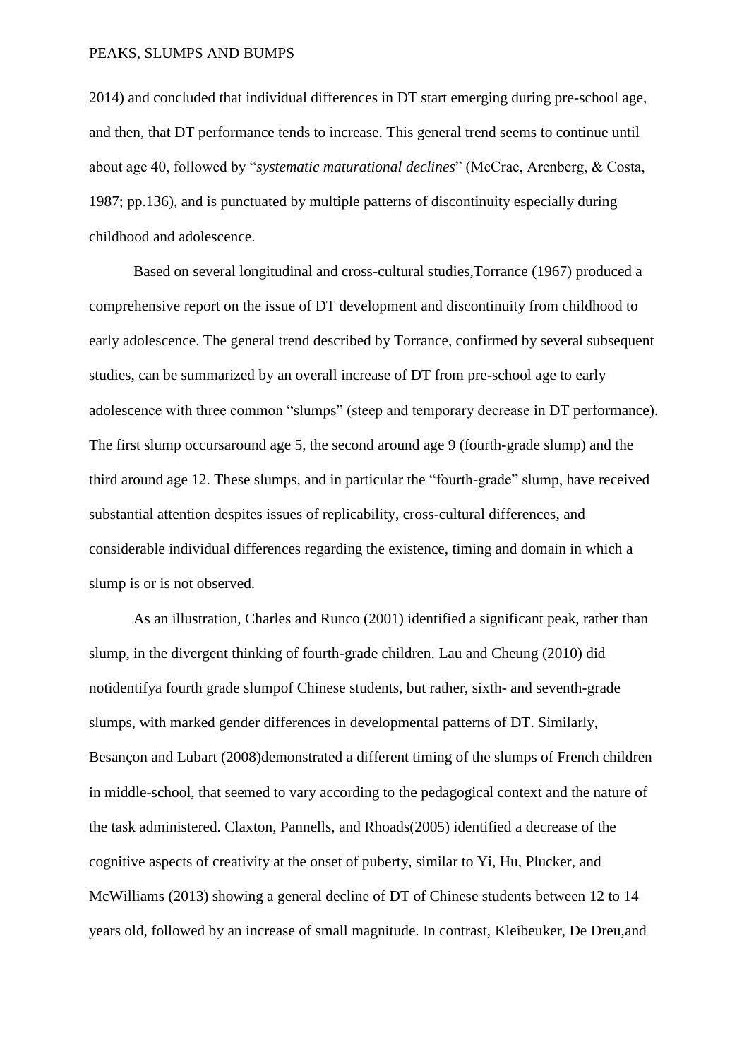2014) and concluded that individual differences in DT start emerging during pre-school age, and then, that DT performance tends to increase. This general trend seems to continue until about age 40, followed by "*systematic maturational declines*" (McCrae, Arenberg, & Costa, 1987; pp.136), and is punctuated by multiple patterns of discontinuity especially during childhood and adolescence.

Based on several longitudinal and cross-cultural studies,Torrance (1967) produced a comprehensive report on the issue of DT development and discontinuity from childhood to early adolescence. The general trend described by Torrance, confirmed by several subsequent studies, can be summarized by an overall increase of DT from pre-school age to early adolescence with three common "slumps" (steep and temporary decrease in DT performance). The first slump occursaround age 5, the second around age 9 (fourth-grade slump) and the third around age 12. These slumps, and in particular the "fourth-grade" slump, have received substantial attention despites issues of replicability, cross-cultural differences, and considerable individual differences regarding the existence, timing and domain in which a slump is or is not observed.

As an illustration, Charles and Runco (2001) identified a significant peak, rather than slump, in the divergent thinking of fourth-grade children. Lau and Cheung (2010) did notidentifya fourth grade slumpof Chinese students, but rather, sixth- and seventh-grade slumps, with marked gender differences in developmental patterns of DT. Similarly, Besançon and Lubart (2008)demonstrated a different timing of the slumps of French children in middle-school, that seemed to vary according to the pedagogical context and the nature of the task administered. Claxton, Pannells, and Rhoads(2005) identified a decrease of the cognitive aspects of creativity at the onset of puberty, similar to Yi, Hu, Plucker, and McWilliams (2013) showing a general decline of DT of Chinese students between 12 to 14 years old, followed by an increase of small magnitude. In contrast, Kleibeuker, De Dreu,and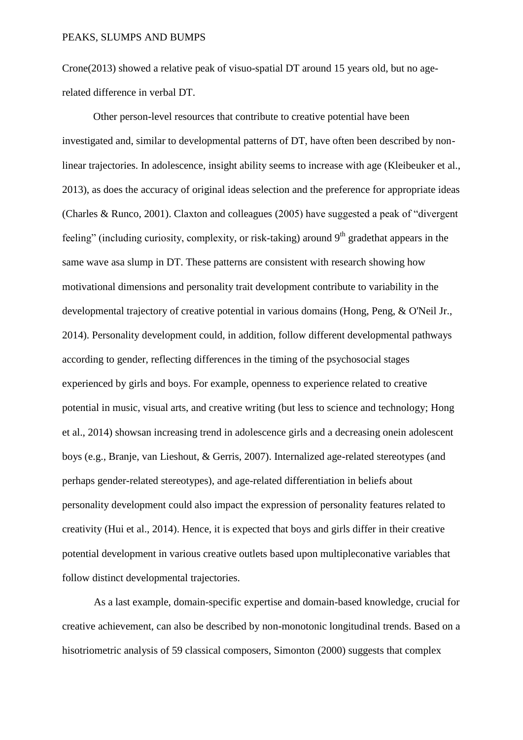Crone(2013) showed a relative peak of visuo-spatial DT around 15 years old, but no age-related difference in verbal DT.

Other person-level resources that contribute to creative potential have been investigated and, similar to developmental patterns of DT, have often been described by non-linear trajectories. In adolescence, insight ability seems to increase with age (Kleibeuker et al., 2013), as does the accuracy of original ideas selection and the preference for appropriate ideas (Charles & Runco, 2001). Claxton and colleagues (2005) have suggested a peak of "divergent feeling" (including curiosity, complexity, or risk-taking) around 9th gradethat appears in the same wave asa slump in DT. These patterns are consistent with research showing how motivational dimensions and personality trait development contribute to variability in the developmental trajectory of creative potential in various domains (Hong, Peng, & O'Neil Jr., 2014). Personality development could, in addition, follow different developmental pathways according to gender, reflecting differences in the timing of the psychosocial stages experienced by girls and boys. For example, openness to experience related to creative potential in music, visual arts, and creative writing (but less to science and technology; Hong et al., 2014) showsan increasing trend in adolescence girls and a decreasing onein adolescent boys (e.g., Branje, van Lieshout, & Gerris, 2007). Internalized age-related stereotypes (and perhaps gender-related stereotypes), and age-related differentiation in beliefs about personality development could also impact the expression of personality features related to creativity (Hui et al., 2014). Hence, it is expected that boys and girls differ in their creative potential development in various creative outlets based upon multipleconative variables that follow distinct developmental trajectories.

As a last example, domain-specific expertise and domain-based knowledge, crucial for creative achievement, can also be described by non-monotonic longitudinal trends. Based on a hisotriometric analysis of 59 classical composers, Simonton (2000) suggests that complex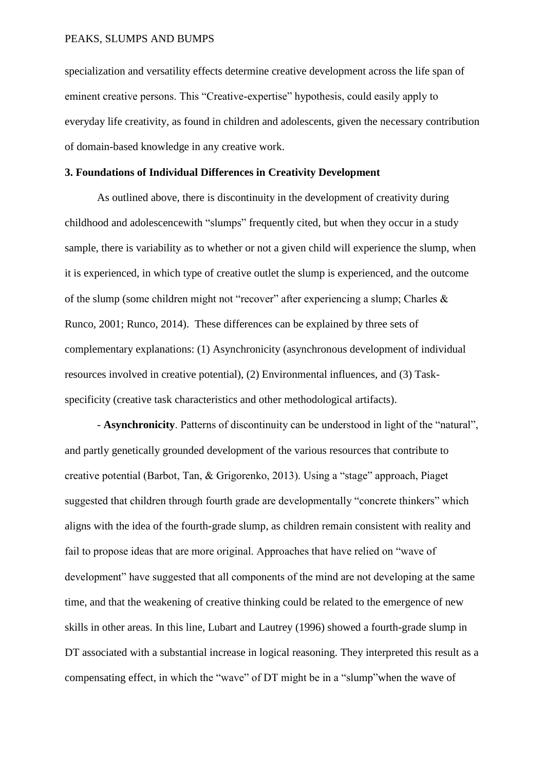specialization and versatility effects determine creative development across the life span of eminent creative persons. This "Creative-expertise" hypothesis, could easily apply to everyday life creativity, as found in children and adolescents, given the necessary contribution of domain-based knowledge in any creative work.

### 3. Foundations of Individual Differences in Creativity Development

As outlined above, there is discontinuity in the development of creativity during childhood and adolescencewith "slumps" frequently cited, but when they occur in a study sample, there is variability as to whether or not a given child will experience the slump, when it is experienced, in which type of creative outlet the slump is experienced, and the outcome of the slump (some children might not "recover" after experiencing a slump; Charles & Runco, 2001; Runco, 2014). These differences can be explained by three sets of complementary explanations: (1) Asynchronicity (asynchronous development of individual resources involved in creative potential), (2) Environmental influences, and (3) Task-specificity (creative task characteristics and other methodological artifacts).

- **Asynchronicity**. Patterns of discontinuity can be understood in light of the "natural", and partly genetically grounded development of the various resources that contribute to creative potential (Barbot, Tan, & Grigorenko, 2013). Using a "stage" approach, Piaget suggested that children through fourth grade are developmentally "concrete thinkers" which aligns with the idea of the fourth-grade slump, as children remain consistent with reality and fail to propose ideas that are more original. Approaches that have relied on "wave of development" have suggested that all components of the mind are not developing at the same time, and that the weakening of creative thinking could be related to the emergence of new skills in other areas. In this line, Lubart and Lautrey (1996) showed a fourth-grade slump in DT associated with a substantial increase in logical reasoning. They interpreted this result as a compensating effect, in which the "wave" of DT might be in a "slump"when the wave of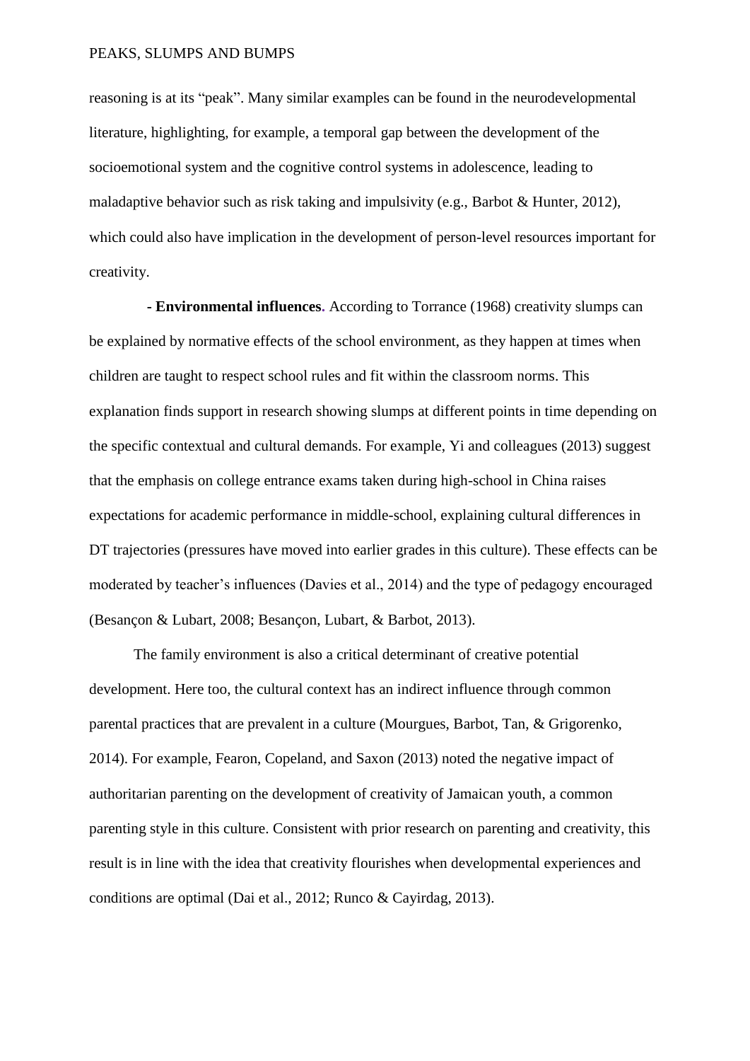reasoning is at its "peak". Many similar examples can be found in the neurodevelopmental literature, highlighting, for example, a temporal gap between the development of the socioemotional system and the cognitive control systems in adolescence, leading to maladaptive behavior such as risk taking and impulsivity (e.g., Barbot & Hunter, 2012), which could also have implication in the development of person-level resources important for creativity.

**- Environmental influences.** According to Torrance (1968) creativity slumps can be explained by normative effects of the school environment, as they happen at times when children are taught to respect school rules and fit within the classroom norms. This explanation finds support in research showing slumps at different points in time depending on the specific contextual and cultural demands. For example, Yi and colleagues (2013) suggest that the emphasis on college entrance exams taken during high-school in China raises expectations for academic performance in middle-school, explaining cultural differences in DT trajectories (pressures have moved into earlier grades in this culture). These effects can be moderated by teacher's influences (Davies et al., 2014) and the type of pedagogy encouraged (Besançon & Lubart, 2008; Besançon, Lubart, & Barbot, 2013).

The family environment is also a critical determinant of creative potential development. Here too, the cultural context has an indirect influence through common parental practices that are prevalent in a culture (Mourgues, Barbot, Tan, & Grigorenko, 2014). For example, Fearon, Copeland, and Saxon (2013) noted the negative impact of authoritarian parenting on the development of creativity of Jamaican youth, a common parenting style in this culture. Consistent with prior research on parenting and creativity, this result is in line with the idea that creativity flourishes when developmental experiences and conditions are optimal (Dai et al., 2012; Runco & Cayirdag, 2013).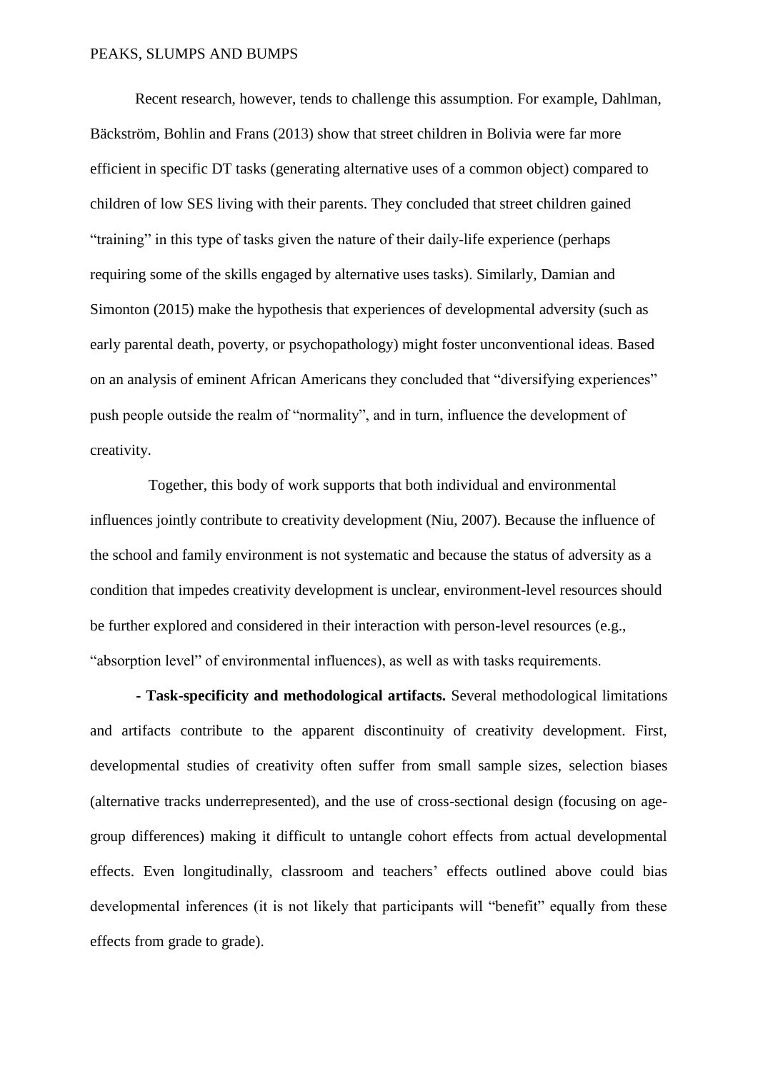Recent research, however, tends to challenge this assumption. For example, Dahlman, Bäckström, Bohlin and Frans (2013) show that street children in Bolivia were far more efficient in specific DT tasks (generating alternative uses of a common object) compared to children of low SES living with their parents. They concluded that street children gained "training" in this type of tasks given the nature of their daily-life experience (perhaps requiring some of the skills engaged by alternative uses tasks). Similarly, Damian and Simonton (2015) make the hypothesis that experiences of developmental adversity (such as early parental death, poverty, or psychopathology) might foster unconventional ideas. Based on an analysis of eminent African Americans they concluded that "diversifying experiences" push people outside the realm of "normality", and in turn, influence the development of creativity.

Together, this body of work supports that both individual and environmental influences jointly contribute to creativity development (Niu, 2007). Because the influence of the school and family environment is not systematic and because the status of adversity as a condition that impedes creativity development is unclear, environment-level resources should be further explored and considered in their interaction with person-level resources (e.g., "absorption level" of environmental influences), as well as with tasks requirements.

- **Task-specificity and methodological artifacts.** Several methodological limitations and artifacts contribute to the apparent discontinuity of creativity development. First, developmental studies of creativity often suffer from small sample sizes, selection biases (alternative tracks underrepresented), and the use of cross-sectional design (focusing on age-group differences) making it difficult to untangle cohort effects from actual developmental effects. Even longitudinally, classroom and teachers' effects outlined above could bias developmental inferences (it is not likely that participants will "benefit" equally from these effects from grade to grade).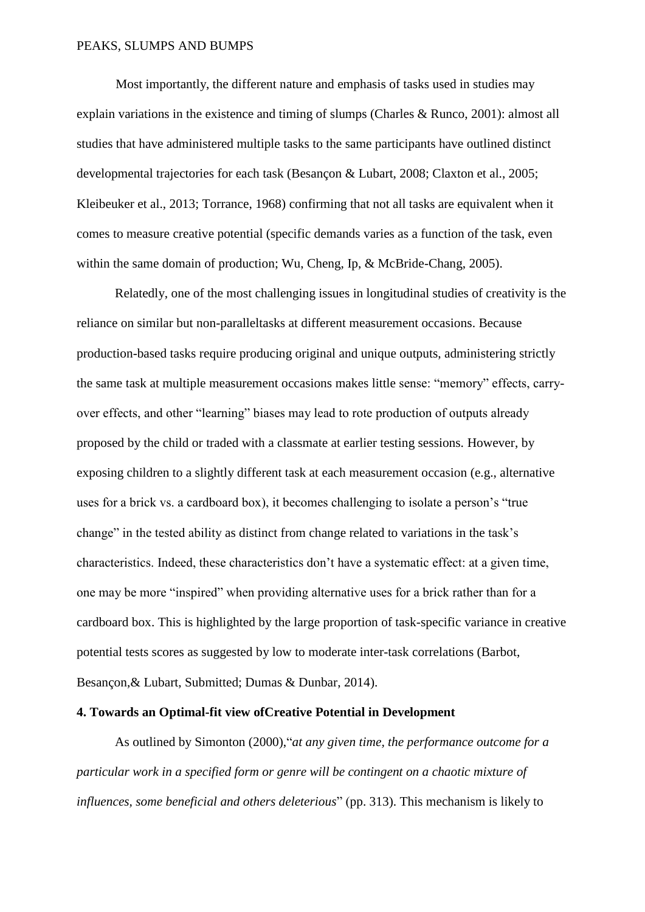Most importantly, the different nature and emphasis of tasks used in studies may explain variations in the existence and timing of slumps (Charles & Runco, 2001): almost all studies that have administered multiple tasks to the same participants have outlined distinct developmental trajectories for each task (Besançon & Lubart, 2008; Claxton et al., 2005; Kleibeuker et al., 2013; Torrance, 1968) confirming that not all tasks are equivalent when it comes to measure creative potential (specific demands varies as a function of the task, even within the same domain of production; Wu, Cheng, Ip, & McBride-Chang, 2005).

Relatedly, one of the most challenging issues in longitudinal studies of creativity is the reliance on similar but non-paralleltasks at different measurement occasions. Because production-based tasks require producing original and unique outputs, administering strictly the same task at multiple measurement occasions makes little sense: "memory" effects, carry-over effects, and other "learning" biases may lead to rote production of outputs already proposed by the child or traded with a classmate at earlier testing sessions. However, by exposing children to a slightly different task at each measurement occasion (e.g., alternative uses for a brick vs. a cardboard box), it becomes challenging to isolate a person's "true change" in the tested ability as distinct from change related to variations in the task's characteristics. Indeed, these characteristics don't have a systematic effect: at a given time, one may be more "inspired" when providing alternative uses for a brick rather than for a cardboard box. This is highlighted by the large proportion of task-specific variance in creative potential tests scores as suggested by low to moderate inter-task correlations (Barbot, Besançon,& Lubart, Submitted; Dumas & Dunbar, 2014).

## 4. Towards an Optimal-fit view ofCreative Potential in Development

As outlined by Simonton (2000),"*at any given time, the performance outcome for a particular work in a specified form or genre will be contingent on a chaotic mixture of influences, some beneficial and others deleterious*" (pp. 313). This mechanism is likely to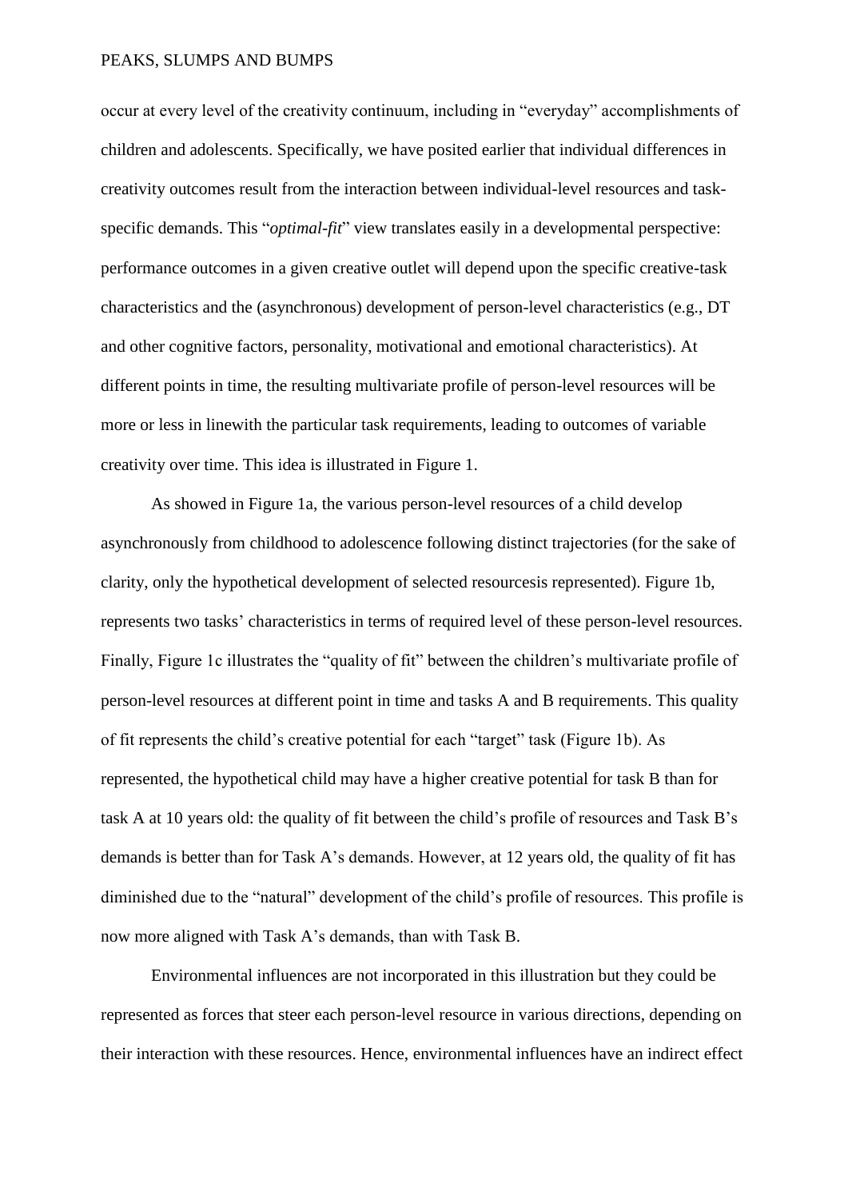occur at every level of the creativity continuum, including in "everyday" accomplishments of children and adolescents. Specifically, we have posited earlier that individual differences in creativity outcomes result from the interaction between individual-level resources and task-specific demands. This "*optimal-fit*" view translates easily in a developmental perspective: performance outcomes in a given creative outlet will depend upon the specific creative-task characteristics and the (asynchronous) development of person-level characteristics (e.g., DT and other cognitive factors, personality, motivational and emotional characteristics). At different points in time, the resulting multivariate profile of person-level resources will be more or less in linewith the particular task requirements, leading to outcomes of variable creativity over time. This idea is illustrated in Figure 1.

As showed in Figure 1a, the various person-level resources of a child develop asynchronously from childhood to adolescence following distinct trajectories (for the sake of clarity, only the hypothetical development of selected resourcesis represented). Figure 1b, represents two tasks' characteristics in terms of required level of these person-level resources. Finally, Figure 1c illustrates the "quality of fit" between the children's multivariate profile of person-level resources at different point in time and tasks A and B requirements. This quality of fit represents the child's creative potential for each "target" task (Figure 1b). As represented, the hypothetical child may have a higher creative potential for task B than for task A at 10 years old: the quality of fit between the child's profile of resources and Task B's demands is better than for Task A's demands. However, at 12 years old, the quality of fit has diminished due to the "natural" development of the child's profile of resources. This profile is now more aligned with Task A's demands, than with Task B.

Environmental influences are not incorporated in this illustration but they could be represented as forces that steer each person-level resource in various directions, depending on their interaction with these resources. Hence, environmental influences have an indirect effect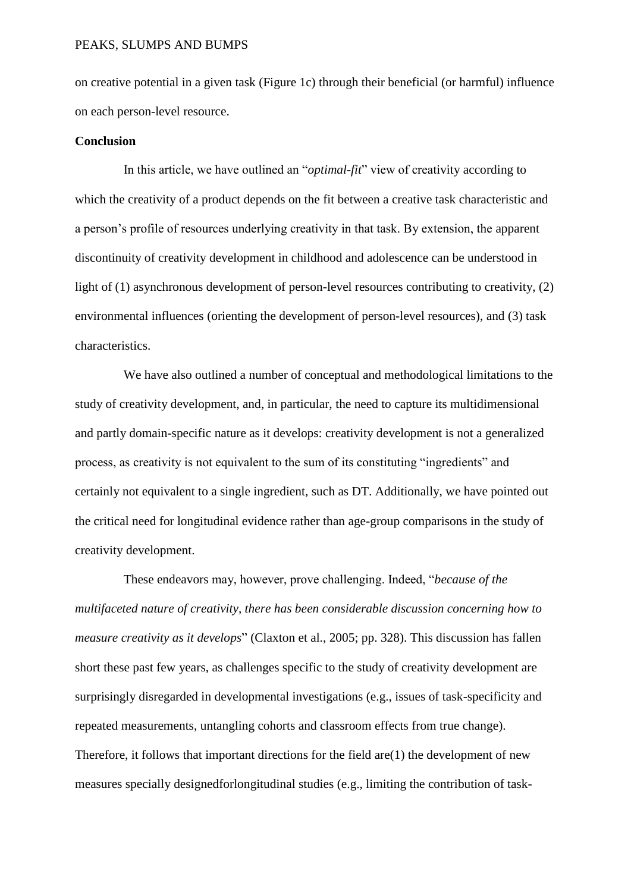on creative potential in a given task (Figure 1c) through their beneficial (or harmful) influence on each person-level resource.

**Conclusion**

In this article, we have outlined an "*optimal-fit*" view of creativity according to which the creativity of a product depends on the fit between a creative task characteristic and a person's profile of resources underlying creativity in that task. By extension, the apparent discontinuity of creativity development in childhood and adolescence can be understood in light of (1) asynchronous development of person-level resources contributing to creativity, (2) environmental influences (orienting the development of person-level resources), and (3) task characteristics.

We have also outlined a number of conceptual and methodological limitations to the study of creativity development, and, in particular, the need to capture its multidimensional and partly domain-specific nature as it develops: creativity development is not a generalized process, as creativity is not equivalent to the sum of its constituting "ingredients" and certainly not equivalent to a single ingredient, such as DT. Additionally, we have pointed out the critical need for longitudinal evidence rather than age-group comparisons in the study of creativity development.

These endeavors may, however, prove challenging. Indeed, "*because of the multifaceted nature of creativity, there has been considerable discussion concerning how to measure creativity as it develops*" (Claxton et al., 2005; pp. 328). This discussion has fallen short these past few years, as challenges specific to the study of creativity development are surprisingly disregarded in developmental investigations (e.g., issues of task-specificity and repeated measurements, untangling cohorts and classroom effects from true change). Therefore, it follows that important directions for the field are(1) the development of new measures specially designedforlongitudinal studies (e.g., limiting the contribution of task-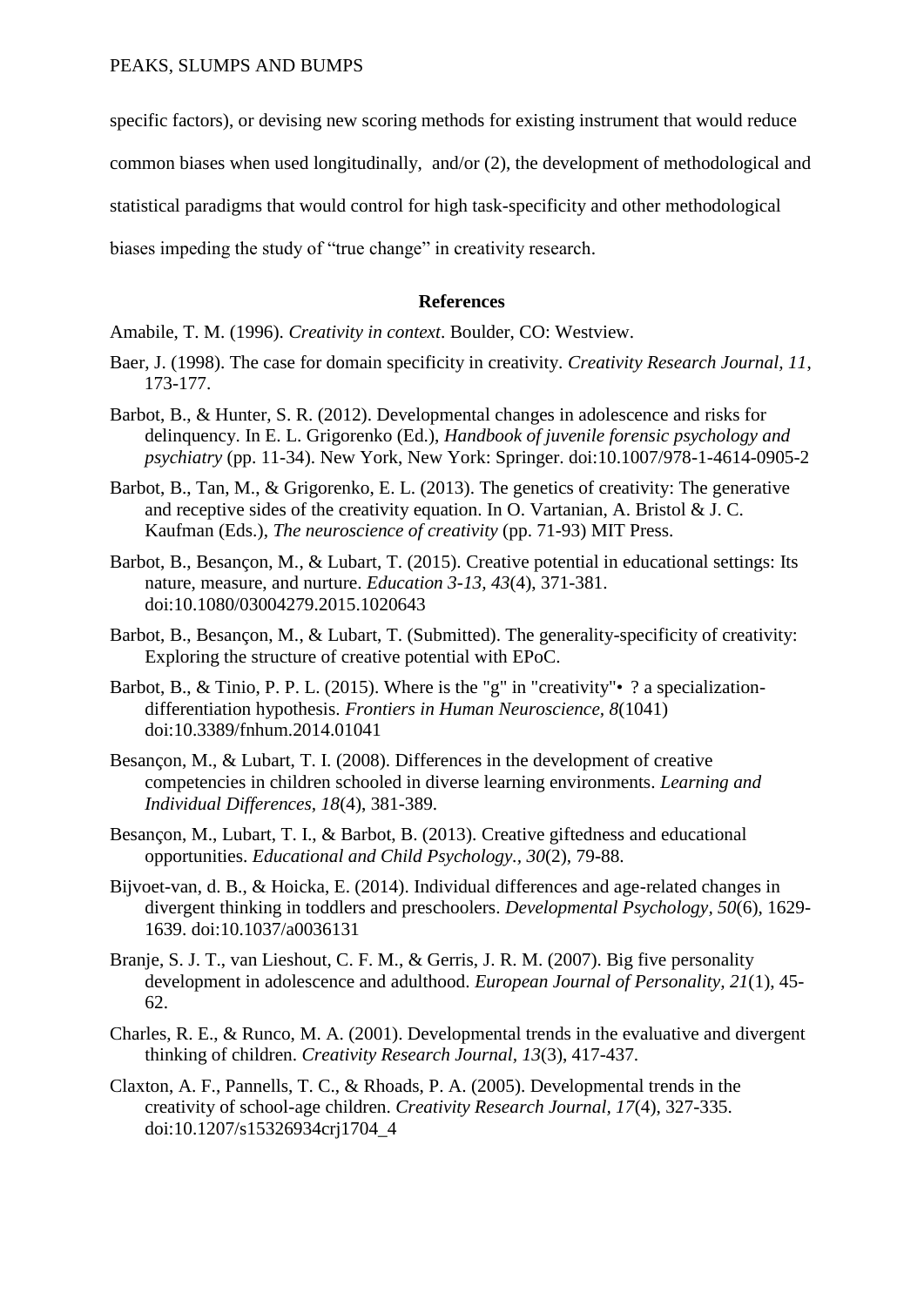specific factors), or devising new scoring methods for existing instrument that would reduce common biases when used longitudinally, and/or (2), the development of methodological and statistical paradigms that would control for high task-specificity and other methodological biases impeding the study of "true change" in creativity research.

## References

Amabile, T. M. (1996). *Creativity in context*. Boulder, CO: Westview.

Baer, J. (1998). The case for domain specificity in creativity. *Creativity Research Journal, 11*, 173-177.

Barbot, B., & Hunter, S. R. (2012). Developmental changes in adolescence and risks for delinquency. In E. L. Grigorenko (Ed.), *Handbook of juvenile forensic psychology and psychiatry* (pp. 11-34). New York, New York: Springer. doi:10.1007/978-1-4614-0905-2

Barbot, B., Tan, M., & Grigorenko, E. L. (2013). The genetics of creativity: The generative and receptive sides of the creativity equation. In O. Vartanian, A. Bristol & J. C. Kaufman (Eds.), *The neuroscience of creativity* (pp. 71-93) MIT Press.

Barbot, B., Besançon, M., & Lubart, T. (2015). Creative potential in educational settings: Its nature, measure, and nurture. *Education 3-13, 43*(4), 371-381. doi:10.1080/03004279.2015.1020643

Barbot, B., Besançon, M., & Lubart, T. (Submitted). The generality-specificity of creativity: Exploring the structure of creative potential with EPoC.

Barbot, B., & Tinio, P. P. L. (2015). Where is the "g" in "creativity"• ? a specialization-differentiation hypothesis. *Frontiers in Human Neuroscience, 8*(1041) doi:10.3389/fnhum.2014.01041

Besançon, M., & Lubart, T. I. (2008). Differences in the development of creative competencies in children schooled in diverse learning environments. *Learning and Individual Differences, 18*(4), 381-389.

Besançon, M., Lubart, T. I., & Barbot, B. (2013). Creative giftedness and educational opportunities. *Educational and Child Psychology., 30*(2), 79-88.

Bijvoet-van, d. B., & Hoicka, E. (2014). Individual differences and age-related changes in divergent thinking in toddlers and preschoolers. *Developmental Psychology, 50*(6), 1629-1639. doi:10.1037/a0036131

Branje, S. J. T., van Lieshout, C. F. M., & Gerris, J. R. M. (2007). Big five personality development in adolescence and adulthood. *European Journal of Personality, 21*(1), 45-62.

Charles, R. E., & Runco, M. A. (2001). Developmental trends in the evaluative and divergent thinking of children. *Creativity Research Journal, 13*(3), 417-437.

Claxton, A. F., Pannells, T. C., & Rhoads, P. A. (2005). Developmental trends in the creativity of school-age children. *Creativity Research Journal, 17*(4), 327-335. doi:10.1207/s15326934crj1704_4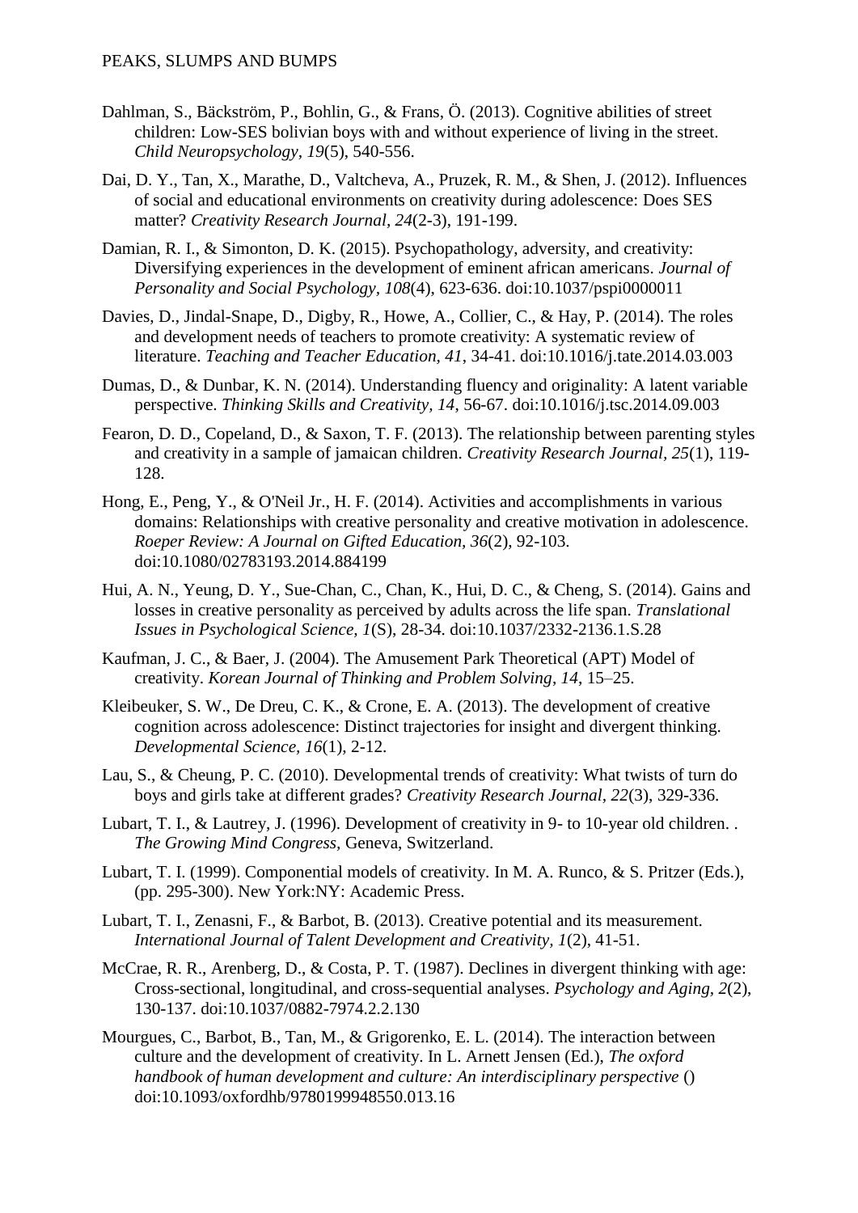Dahlman, S., Bäckström, P., Bohlin, G., & Frans, Ö. (2013). Cognitive abilities of street children: Low-SES bolivian boys with and without experience of living in the street. *Child Neuropsychology*, *19*(5), 540-556.

Dai, D. Y., Tan, X., Marathe, D., Valtcheva, A., Pruzek, R. M., & Shen, J. (2012). Influences of social and educational environments on creativity during adolescence: Does SES matter? *Creativity Research Journal, 24*(2-3), 191-199.

Damian, R. I., & Simonton, D. K. (2015). Psychopathology, adversity, and creativity: Diversifying experiences in the development of eminent african americans. *Journal of Personality and Social Psychology, 108*(4), 623-636. doi:10.1037/pspi0000011

Davies, D., Jindal-Snape, D., Digby, R., Howe, A., Collier, C., & Hay, P. (2014). The roles and development needs of teachers to promote creativity: A systematic review of literature. *Teaching and Teacher Education, 41*, 34-41. doi:10.1016/j.tate.2014.03.003

Dumas, D., & Dunbar, K. N. (2014). Understanding fluency and originality: A latent variable perspective. *Thinking Skills and Creativity, 14*, 56-67. doi:10.1016/j.tsc.2014.09.003

Fearon, D. D., Copeland, D., & Saxon, T. F. (2013). The relationship between parenting styles and creativity in a sample of jamaican children. *Creativity Research Journal*, *25*(1), 119-128.

Hong, E., Peng, Y., & O'Neil Jr., H. F. (2014). Activities and accomplishments in various domains: Relationships with creative personality and creative motivation in adolescence. *Roeper Review: A Journal on Gifted Education, 36*(2), 92-103. doi:10.1080/02783193.2014.884199

Hui, A. N., Yeung, D. Y., Sue-Chan, C., Chan, K., Hui, D. C., & Cheng, S. (2014). Gains and losses in creative personality as perceived by adults across the life span. *Translational Issues in Psychological Science, 1*(S), 28-34. doi:10.1037/2332-2136.1.S.28

Kaufman, J. C., & Baer, J. (2004). The Amusement Park Theoretical (APT) Model of creativity. *Korean Journal of Thinking and Problem Solving*, *14*, 15–25.

Kleibeuker, S. W., De Dreu, C. K., & Crone, E. A. (2013). The development of creative cognition across adolescence: Distinct trajectories for insight and divergent thinking. *Developmental Science*, *16*(1), 2-12.

Lau, S., & Cheung, P. C. (2010). Developmental trends of creativity: What twists of turn do boys and girls take at different grades? *Creativity Research Journal*, *22*(3), 329-336.

Lubart, T. I., & Lautrey, J. (1996). Development of creativity in 9- to 10-year old children. . *The Growing Mind Congress*, Geneva, Switzerland.

Lubart, T. I. (1999). Componential models of creativity. In M. A. Runco, & S. Pritzer (Eds.), (pp. 295-300). New York:NY: Academic Press.

Lubart, T. I., Zenasni, F., & Barbot, B. (2013). Creative potential and its measurement. *International Journal of Talent Development and Creativity, 1*(2), 41-51.

McCrae, R. R., Arenberg, D., & Costa, P. T. (1987). Declines in divergent thinking with age: Cross-sectional, longitudinal, and cross-sequential analyses. *Psychology and Aging, 2*(2), 130-137. doi:10.1037/0882-7974.2.2.130

Mourgues, C., Barbot, B., Tan, M., & Grigorenko, E. L. (2014). The interaction between culture and the development of creativity. In L. Arnett Jensen (Ed.), *The oxford handbook of human development and culture: An interdisciplinary perspective* () doi:10.1093/oxfordhb/9780199948550.013.16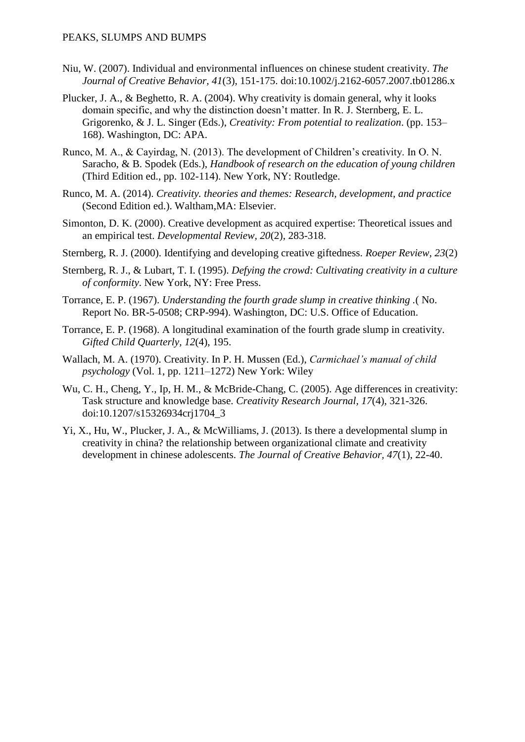Niu, W. (2007). Individual and environmental influences on chinese student creativity. *The Journal of Creative Behavior, 41*(3), 151-175. doi:10.1002/j.2162-6057.2007.tb01286.x

Plucker, J. A., & Beghetto, R. A. (2004). Why creativity is domain general, why it looks domain specific, and why the distinction doesn't matter. In R. J. Sternberg, E. L. Grigorenko, & J. L. Singer (Eds.), *Creativity: From potential to realization*. (pp. 153–168). Washington, DC: APA.

Runco, M. A., & Cayirdag, N. (2013). The development of Children's creativity. In O. N. Saracho, & B. Spodek (Eds.), *Handbook of research on the education of young children* (Third Edition ed., pp. 102-114). New York, NY: Routledge.

Runco, M. A. (2014). *Creativity. theories and themes: Research, development, and practice* (Second Edition ed.). Waltham,MA: Elsevier.

Simonton, D. K. (2000). Creative development as acquired expertise: Theoretical issues and an empirical test. *Developmental Review, 20*(2), 283-318.

Sternberg, R. J. (2000). Identifying and developing creative giftedness. *Roeper Review, 23*(2)

Sternberg, R. J., & Lubart, T. I. (1995). *Defying the crowd: Cultivating creativity in a culture of conformity*. New York, NY: Free Press.

Torrance, E. P. (1967). *Understanding the fourth grade slump in creative thinking* .( No. Report No. BR-5-0508; CRP-994). Washington, DC: U.S. Office of Education.

Torrance, E. P. (1968). A longitudinal examination of the fourth grade slump in creativity. *Gifted Child Quarterly, 12*(4), 195.

Wallach, M. A. (1970). Creativity. In P. H. Mussen (Ed.), *Carmichael's manual of child psychology* (Vol. 1, pp. 1211–1272) New York: Wiley

Wu, C. H., Cheng, Y., Ip, H. M., & McBride-Chang, C. (2005). Age differences in creativity: Task structure and knowledge base. *Creativity Research Journal, 17*(4), 321-326. doi:10.1207/s15326934crj1704_3

Yi, X., Hu, W., Plucker, J. A., & McWilliams, J. (2013). Is there a developmental slump in creativity in china? the relationship between organizational climate and creativity development in chinese adolescents. *The Journal of Creative Behavior, 47*(1), 22-40.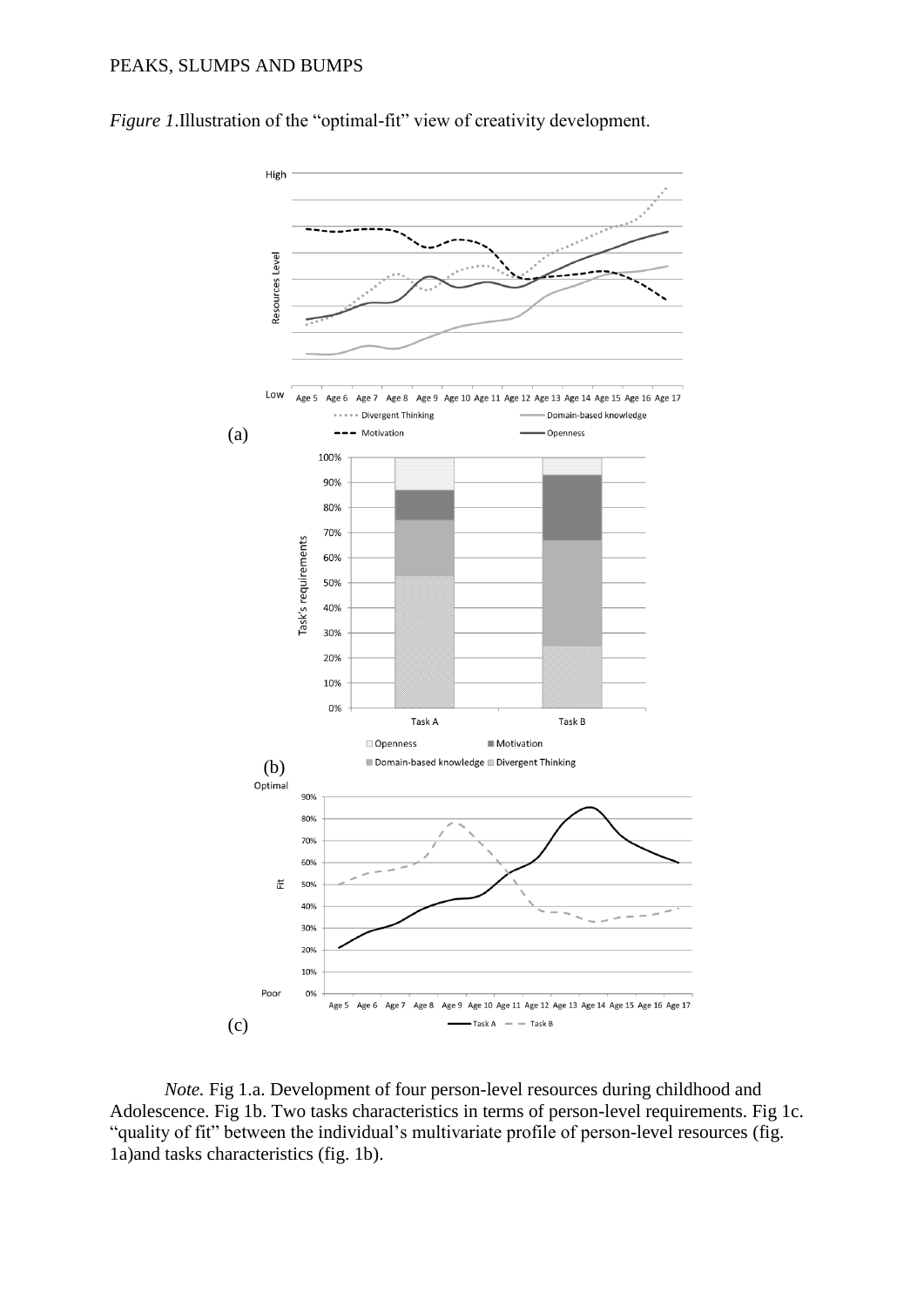*Figure 1*.Illustration of the "optimal-fit" view of creativity development.

High

Resources Level

Low

Age 5 Age 6 Age 7 Age 8 Age 9 Age 10 Age 11 Age 12 Age 13 Age 14 Age 15 Age 16 Age 17

Divergent Thinking — Domain-based knowledge — Motivation — Openness

(a)

100% 90% 80% 70% 60% 50% 40% 30% 20% 10% 0%

Task's requirements

Task A Task B

Openness — Motivation — Domain-based knowledge — Divergent Thinking

(b)

Optimal

90% 80% 70% 60% 50% 40% 30% 20% 10% 0%

Fit

Poor

Age 5 Age 6 Age 7 Age 8 Age 9 Age 10 Age 11 Age 12 Age 13 Age 14 Age 15 Age 16 Age 17

Task A — Task B

(c)

*Note.* Fig 1.a. Development of four person-level resources during childhood and Adolescence. Fig 1b. Two tasks characteristics in terms of person-level requirements. Fig 1c. "quality of fit" between the individual's multivariate profile of person-level resources (fig. 1a)and tasks characteristics (fig. 1b).